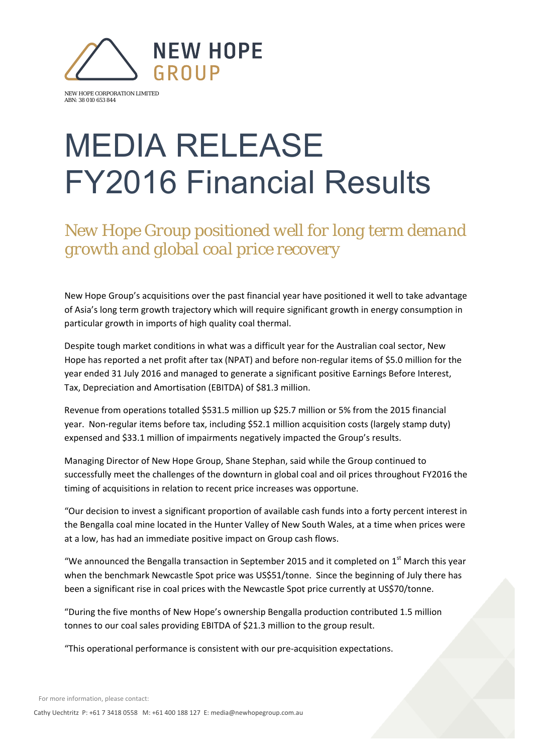NEW HOPE GROUP

NEW HOPE CORPORATION LIMITED
ABN: 38 010 653 844

# MEDIA RELEASE FY2016 Financial Results

## *New Hope Group positioned well for long term demand growth and global coal price recovery*

New Hope Group's acquisitions over the past financial year have positioned it well to take advantage of Asia's long term growth trajectory which will require significant growth in energy consumption in particular growth in imports of high quality coal thermal.

Despite tough market conditions in what was a difficult year for the Australian coal sector, New Hope has reported a net profit after tax (NPAT) and before non-regular items of \$5.0 million for the year ended 31 July 2016 and managed to generate a significant positive Earnings Before Interest, Tax, Depreciation and Amortisation (EBITDA) of \$81.3 million.

Revenue from operations totalled \$531.5 million up \$25.7 million or 5% from the 2015 financial year. Non-regular items before tax, including \$52.1 million acquisition costs (largely stamp duty) expensed and \$33.1 million of impairments negatively impacted the Group's results.

Managing Director of New Hope Group, Shane Stephan, said while the Group continued to successfully meet the challenges of the downturn in global coal and oil prices throughout FY2016 the timing of acquisitions in relation to recent price increases was opportune.

"Our decision to invest a significant proportion of available cash funds into a forty percent interest in the Bengalla coal mine located in the Hunter Valley of New South Wales, at a time when prices were at a low, has had an immediate positive impact on Group cash flows.

"We announced the Bengalla transaction in September 2015 and it completed on 1st March this year when the benchmark Newcastle Spot price was US\$51/tonne. Since the beginning of July there has been a significant rise in coal prices with the Newcastle Spot price currently at US\$70/tonne.

"During the five months of New Hope's ownership Bengalla production contributed 1.5 million tonnes to our coal sales providing EBITDA of \$21.3 million to the group result.

"This operational performance is consistent with our pre-acquisition expectations.

For more information, please contact:

Cathy Uechtritz P: +61 7 3418 0558 M: +61 400 188 127 E: media@newhopegroup.com.au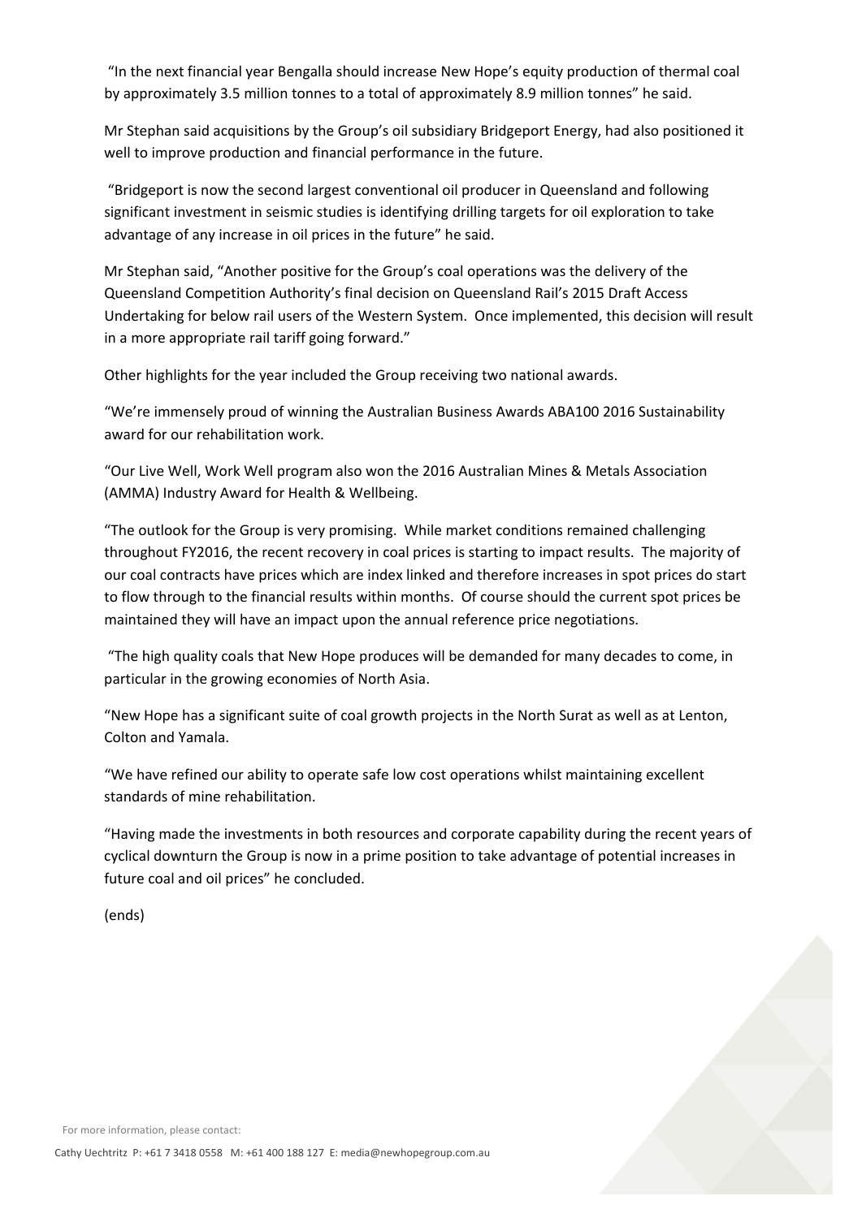"In the next financial year Bengalla should increase New Hope's equity production of thermal coal by approximately 3.5 million tonnes to a total of approximately 8.9 million tonnes" he said.

Mr Stephan said acquisitions by the Group's oil subsidiary Bridgeport Energy, had also positioned it well to improve production and financial performance in the future.

"Bridgeport is now the second largest conventional oil producer in Queensland and following significant investment in seismic studies is identifying drilling targets for oil exploration to take advantage of any increase in oil prices in the future" he said.

Mr Stephan said, "Another positive for the Group's coal operations was the delivery of the Queensland Competition Authority's final decision on Queensland Rail's 2015 Draft Access Undertaking for below rail users of the Western System. Once implemented, this decision will result in a more appropriate rail tariff going forward."

Other highlights for the year included the Group receiving two national awards.

"We're immensely proud of winning the Australian Business Awards ABA100 2016 Sustainability award for our rehabilitation work.

"Our Live Well, Work Well program also won the 2016 Australian Mines & Metals Association (AMMA) Industry Award for Health & Wellbeing.

"The outlook for the Group is very promising. While market conditions remained challenging throughout FY2016, the recent recovery in coal prices is starting to impact results. The majority of our coal contracts have prices which are index linked and therefore increases in spot prices do start to flow through to the financial results within months. Of course should the current spot prices be maintained they will have an impact upon the annual reference price negotiations.

"The high quality coals that New Hope produces will be demanded for many decades to come, in particular in the growing economies of North Asia.

"New Hope has a significant suite of coal growth projects in the North Surat as well as at Lenton, Colton and Yamala.

"We have refined our ability to operate safe low cost operations whilst maintaining excellent standards of mine rehabilitation.

"Having made the investments in both resources and corporate capability during the recent years of cyclical downturn the Group is now in a prime position to take advantage of potential increases in future coal and oil prices" he concluded.

(ends)

For more information, please contact:

Cathy Uechtritz P: +61 7 3418 0558 M: +61 400 188 127 E: media@newhopegroup.com.au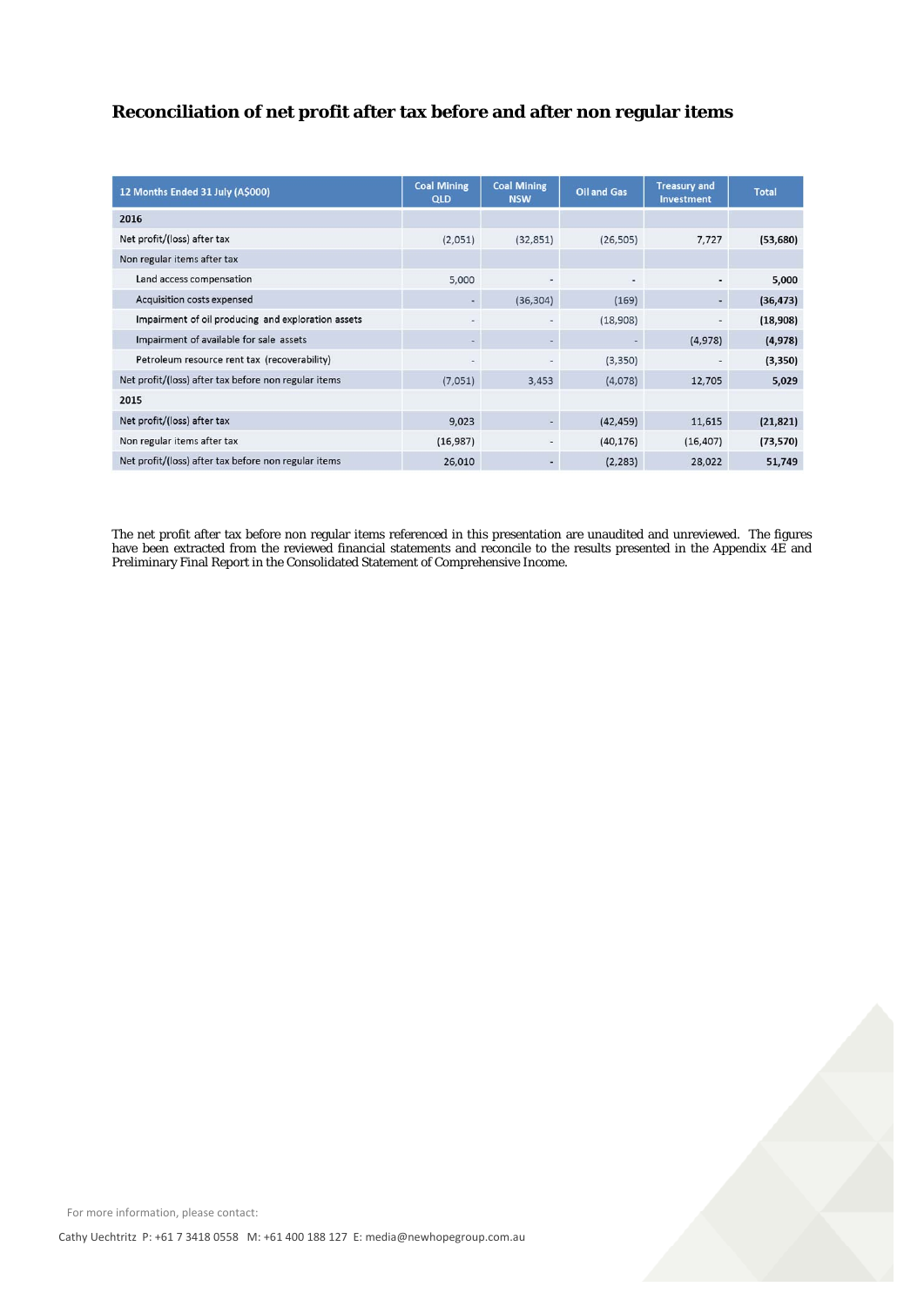# Reconciliation of net profit after tax before and after non regular items

| 12 Months Ended 31 July (A$000) | Coal Mining QLD | Coal Mining NSW | Oil and Gas | Treasury and Investment | Total |
|---|---|---|---|---|---|
| **2016** | | | | | |
| Net profit/(loss) after tax | (2,051) | (32,851) | (26,505) | 7,727 | **(53,680)** |
| Non regular items after tax | | | | | |
| Land access compensation | 5,000 | - | - | - | **5,000** |
| Acquisition costs expensed | - | (36,304) | (169) | - | **(36,473)** |
| Impairment of oil producing and exploration assets | - | - | (18,908) | - | **(18,908)** |
| Impairment of available for sale assets | - | - | - | (4,978) | **(4,978)** |
| Petroleum resource rent tax (recoverability) | - | - | (3,350) | - | **(3,350)** |
| Net profit/(loss) after tax before non regular items | (7,051) | 3,453 | (4,078) | 12,705 | **5,029** |
| **2015** | | | | | |
| Net profit/(loss) after tax | 9,023 | - | (42,459) | 11,615 | **(21,821)** |
| Non regular items after tax | (16,987) | - | (40,176) | (16,407) | **(73,570)** |
| Net profit/(loss) after tax before non regular items | 26,010 | - | (2,283) | 28,022 | **51,749** |

The net profit after tax before non regular items referenced in this presentation are unaudited and unreviewed. The figures have been extracted from the reviewed financial statements and reconcile to the results presented in the Appendix 4E and Preliminary Final Report in the Consolidated Statement of Comprehensive Income.

For more information, please contact:

Cathy Uechtritz P: +61 7 3418 0558 M: +61 400 188 127 E: media@newhopegroup.com.au